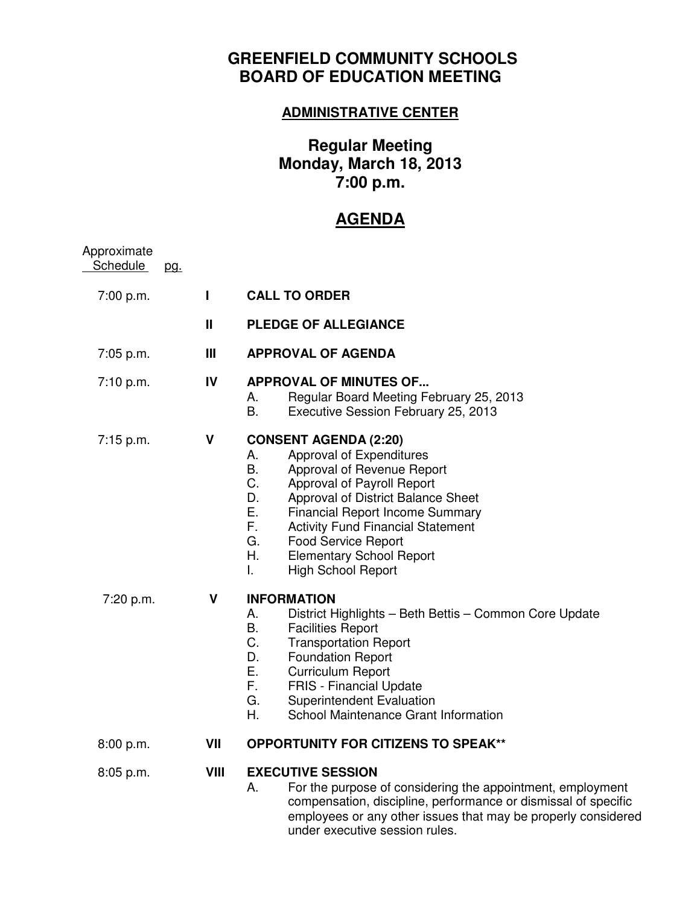# GREENFIELD COMMUNITY SCHOOLS
# BOARD OF EDUCATION MEETING

**ADMINISTRATIVE CENTER**

## Regular Meeting
## Monday, March 18, 2013
## 7:00 p.m.

## AGENDA

| Approximate Schedule | pg. | | |
|---|---|---|---|
| 7:00 p.m. | | **I** | **CALL TO ORDER** |
| | | **II** | **PLEDGE OF ALLEGIANCE** |
| 7:05 p.m. | | **III** | **APPROVAL OF AGENDA** |
| 7:10 p.m. | | **IV** | **APPROVAL OF MINUTES OF...** |
| 7:15 p.m. | | **V** | **CONSENT AGENDA (2:20)** |
| 7:20 p.m. | | **V** | **INFORMATION** |
| 8:00 p.m. | | **VII** | **OPPORTUNITY FOR CITIZENS TO SPEAK**** |
| 8:05 p.m. | | **VIII** | **EXECUTIVE SESSION** |

7:00 p.m. **I CALL TO ORDER**

**II PLEDGE OF ALLEGIANCE**

7:05 p.m. **III APPROVAL OF AGENDA**

7:10 p.m. **IV APPROVAL OF MINUTES OF...**

- A. Regular Board Meeting February 25, 2013
- B. Executive Session February 25, 2013

7:15 p.m. **V CONSENT AGENDA (2:20)**

- A. Approval of Expenditures
- B. Approval of Revenue Report
- C. Approval of Payroll Report
- D. Approval of District Balance Sheet
- E. Financial Report Income Summary
- F. Activity Fund Financial Statement
- G. Food Service Report
- H. Elementary School Report
- I. High School Report

7:20 p.m. **V INFORMATION**

- A. District Highlights – Beth Bettis – Common Core Update
- B. Facilities Report
- C. Transportation Report
- D. Foundation Report
- E. Curriculum Report
- F. FRIS - Financial Update
- G. Superintendent Evaluation
- H. School Maintenance Grant Information

8:00 p.m. **VII OPPORTUNITY FOR CITIZENS TO SPEAK****

8:05 p.m. **VIII EXECUTIVE SESSION**

- A. For the purpose of considering the appointment, employment compensation, discipline, performance or dismissal of specific employees or any other issues that may be properly considered under executive session rules.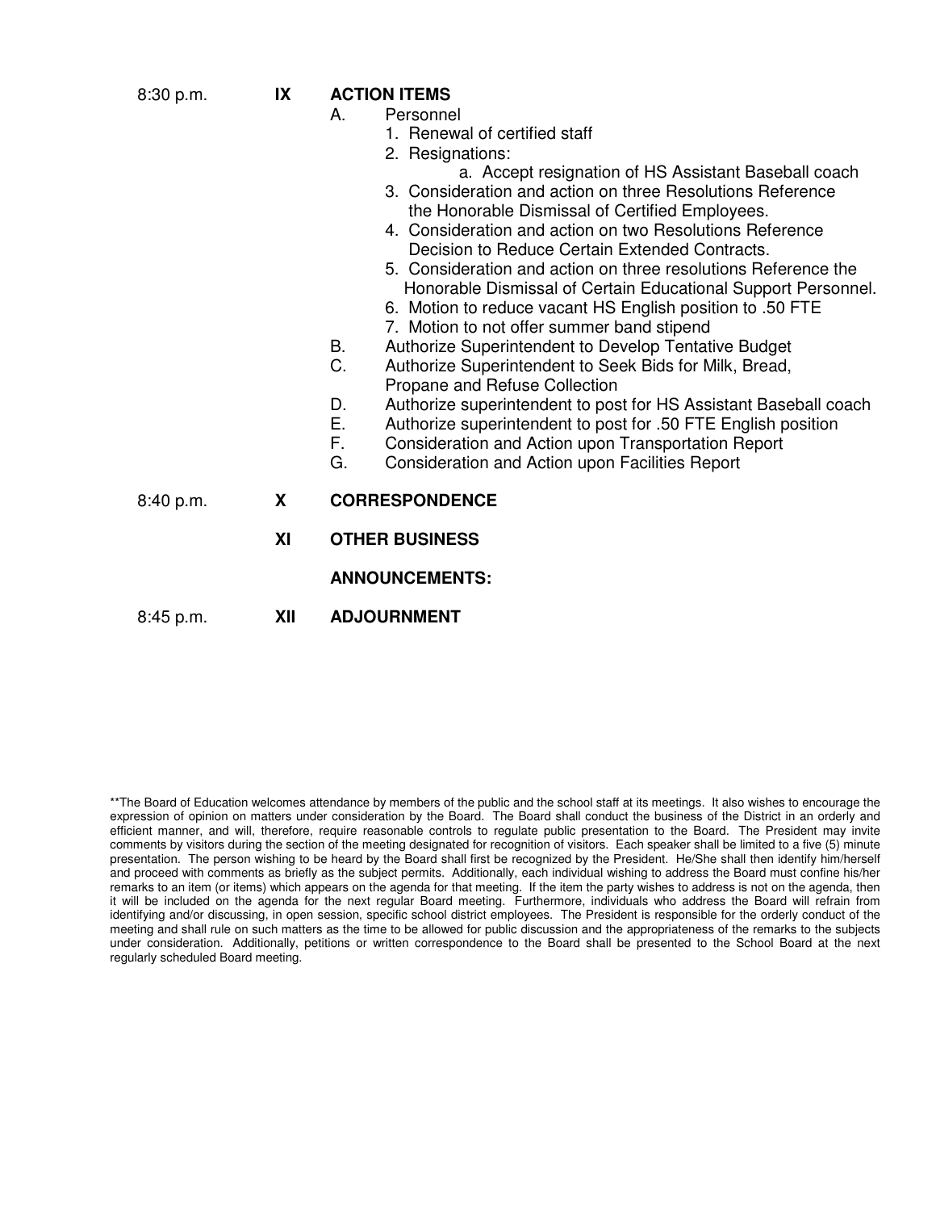8:30 p.m. **IX ACTION ITEMS**

A. Personnel
   1. Renewal of certified staff
   2. Resignations:
      a. Accept resignation of HS Assistant Baseball coach
   3. Consideration and action on three Resolutions Reference the Honorable Dismissal of Certified Employees.
   4. Consideration and action on two Resolutions Reference Decision to Reduce Certain Extended Contracts.
   5. Consideration and action on three resolutions Reference the Honorable Dismissal of Certain Educational Support Personnel.
   6. Motion to reduce vacant HS English position to .50 FTE
   7. Motion to not offer summer band stipend

B. Authorize Superintendent to Develop Tentative Budget

C. Authorize Superintendent to Seek Bids for Milk, Bread, Propane and Refuse Collection

D. Authorize superintendent to post for HS Assistant Baseball coach

E. Authorize superintendent to post for .50 FTE English position

F. Consideration and Action upon Transportation Report

G. Consideration and Action upon Facilities Report

8:40 p.m. **X CORRESPONDENCE**

**XI OTHER BUSINESS**

**ANNOUNCEMENTS:**

8:45 p.m. **XII ADJOURNMENT**

**The Board of Education welcomes attendance by members of the public and the school staff at its meetings. It also wishes to encourage the expression of opinion on matters under consideration by the Board. The Board shall conduct the business of the District in an orderly and efficient manner, and will, therefore, require reasonable controls to regulate public presentation to the Board. The President may invite comments by visitors during the section of the meeting designated for recognition of visitors. Each speaker shall be limited to a five (5) minute presentation. The person wishing to be heard by the Board shall first be recognized by the President. He/She shall then identify him/herself and proceed with comments as briefly as the subject permits. Additionally, each individual wishing to address the Board must confine his/her remarks to an item (or items) which appears on the agenda for that meeting. If the item the party wishes to address is not on the agenda, then it will be included on the agenda for the next regular Board meeting. Furthermore, individuals who address the Board will refrain from identifying and/or discussing, in open session, specific school district employees. The President is responsible for the orderly conduct of the meeting and shall rule on such matters as the time to be allowed for public discussion and the appropriateness of the remarks to the subjects under consideration. Additionally, petitions or written correspondence to the Board shall be presented to the School Board at the next regularly scheduled Board meeting.